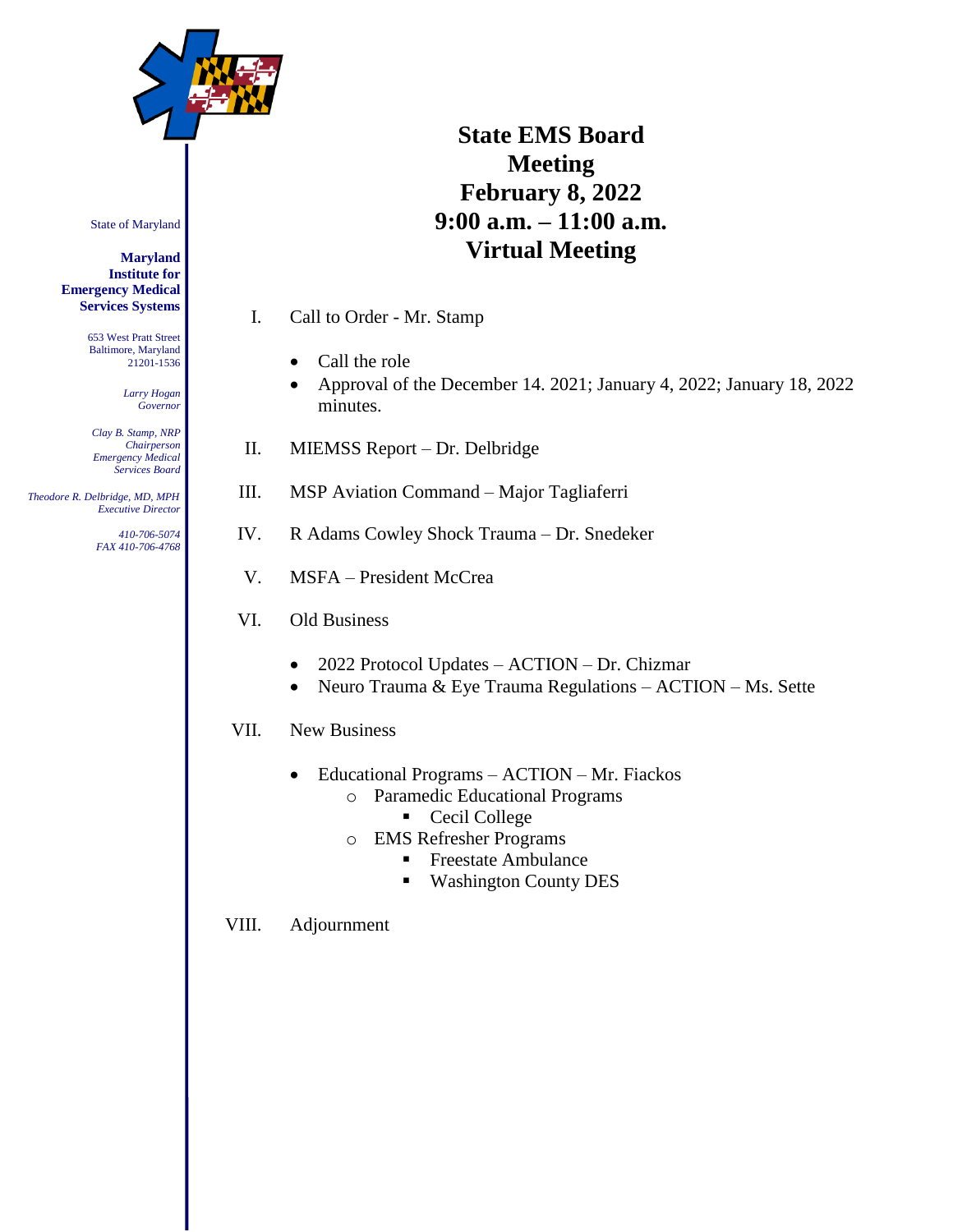State of Maryland

**Maryland Institute for Emergency Medical Services Systems**

653 West Pratt Street
Baltimore, Maryland
21201-1536

*Larry Hogan*
*Governor*

*Clay B. Stamp, NRP*
*Chairperson*
*Emergency Medical Services Board*

*Theodore R. Delbridge, MD, MPH*
*Executive Director*

*410-706-5074*
*FAX 410-706-4768*

# State EMS Board Meeting
# February 8, 2022
# 9:00 a.m. – 11:00 a.m.
# Virtual Meeting

I. Call to Order - Mr. Stamp

- Call the role
- Approval of the December 14. 2021; January 4, 2022; January 18, 2022 minutes.

II. MIEMSS Report – Dr. Delbridge

III. MSP Aviation Command – Major Tagliaferri

IV. R Adams Cowley Shock Trauma – Dr. Snedeker

V. MSFA – President McCrea

VI. Old Business

- 2022 Protocol Updates – ACTION – Dr. Chizmar
- Neuro Trauma & Eye Trauma Regulations – ACTION – Ms. Sette

VII. New Business

- Educational Programs – ACTION – Mr. Fiackos
  - Paramedic Educational Programs
    - Cecil College
  - EMS Refresher Programs
    - Freestate Ambulance
    - Washington County DES

VIII. Adjournment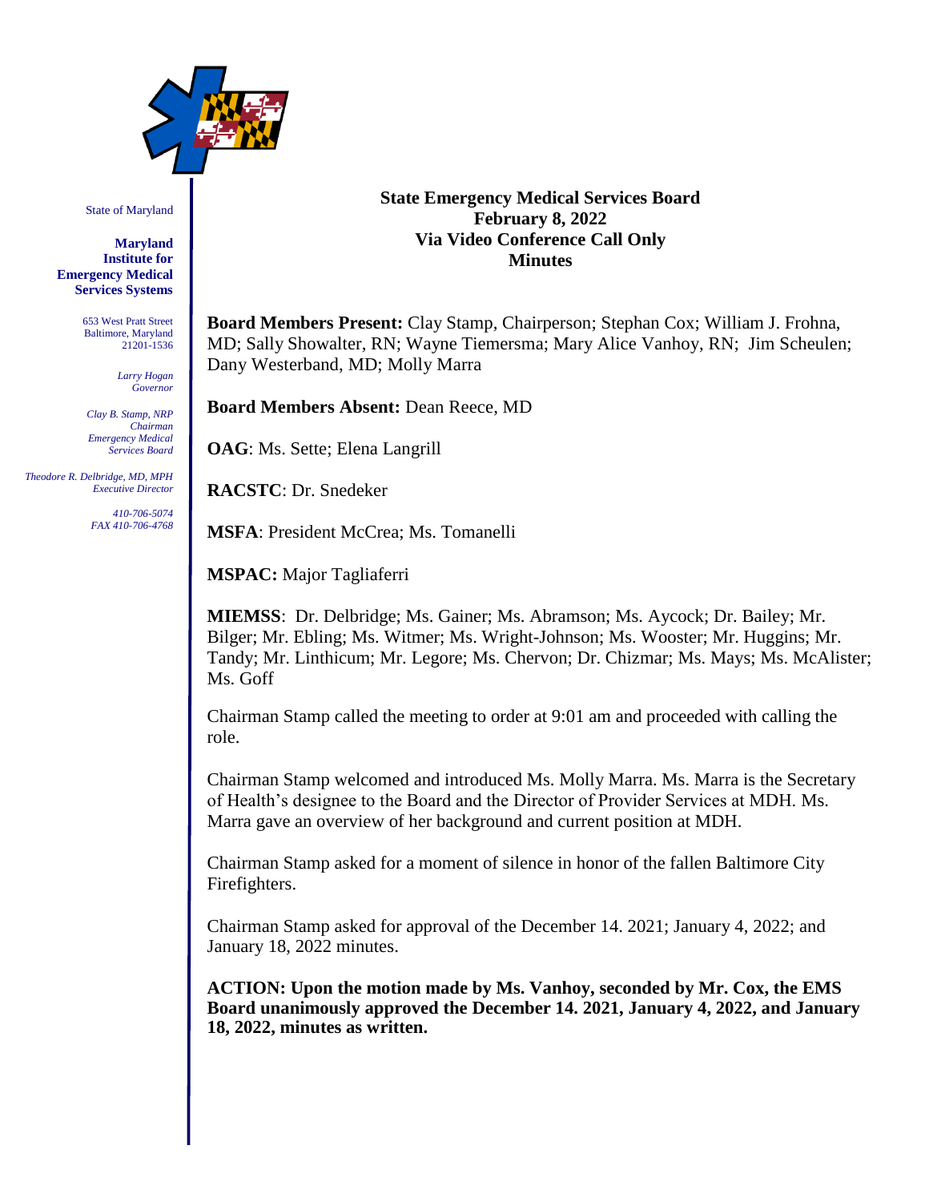State of Maryland

**Maryland Institute for Emergency Medical Services Systems**

653 West Pratt Street
Baltimore, Maryland
21201-1536

*Larry Hogan*
*Governor*

*Clay B. Stamp, NRP*
*Chairman*
*Emergency Medical Services Board*

*Theodore R. Delbridge, MD, MPH*
*Executive Director*

*410-706-5074*
*FAX 410-706-4768*

**State Emergency Medical Services Board**
**February 8, 2022**
**Via Video Conference Call Only**
**Minutes**

**Board Members Present:** Clay Stamp, Chairperson; Stephan Cox; William J. Frohna, MD; Sally Showalter, RN; Wayne Tiemersma; Mary Alice Vanhoy, RN; Jim Scheulen; Dany Westerband, MD; Molly Marra

**Board Members Absent:** Dean Reece, MD

**OAG**: Ms. Sette; Elena Langrill

**RACSTC**: Dr. Snedeker

**MSFA**: President McCrea; Ms. Tomanelli

**MSPAC:** Major Tagliaferri

**MIEMSS**: Dr. Delbridge; Ms. Gainer; Ms. Abramson; Ms. Aycock; Dr. Bailey; Mr. Bilger; Mr. Ebling; Ms. Witmer; Ms. Wright-Johnson; Ms. Wooster; Mr. Huggins; Mr. Tandy; Mr. Linthicum; Mr. Legore; Ms. Chervon; Dr. Chizmar; Ms. Mays; Ms. McAlister; Ms. Goff

Chairman Stamp called the meeting to order at 9:01 am and proceeded with calling the role.

Chairman Stamp welcomed and introduced Ms. Molly Marra. Ms. Marra is the Secretary of Health's designee to the Board and the Director of Provider Services at MDH. Ms. Marra gave an overview of her background and current position at MDH.

Chairman Stamp asked for a moment of silence in honor of the fallen Baltimore City Firefighters.

Chairman Stamp asked for approval of the December 14. 2021; January 4, 2022; and January 18, 2022 minutes.

**ACTION: Upon the motion made by Ms. Vanhoy, seconded by Mr. Cox, the EMS Board unanimously approved the December 14. 2021, January 4, 2022, and January 18, 2022, minutes as written.**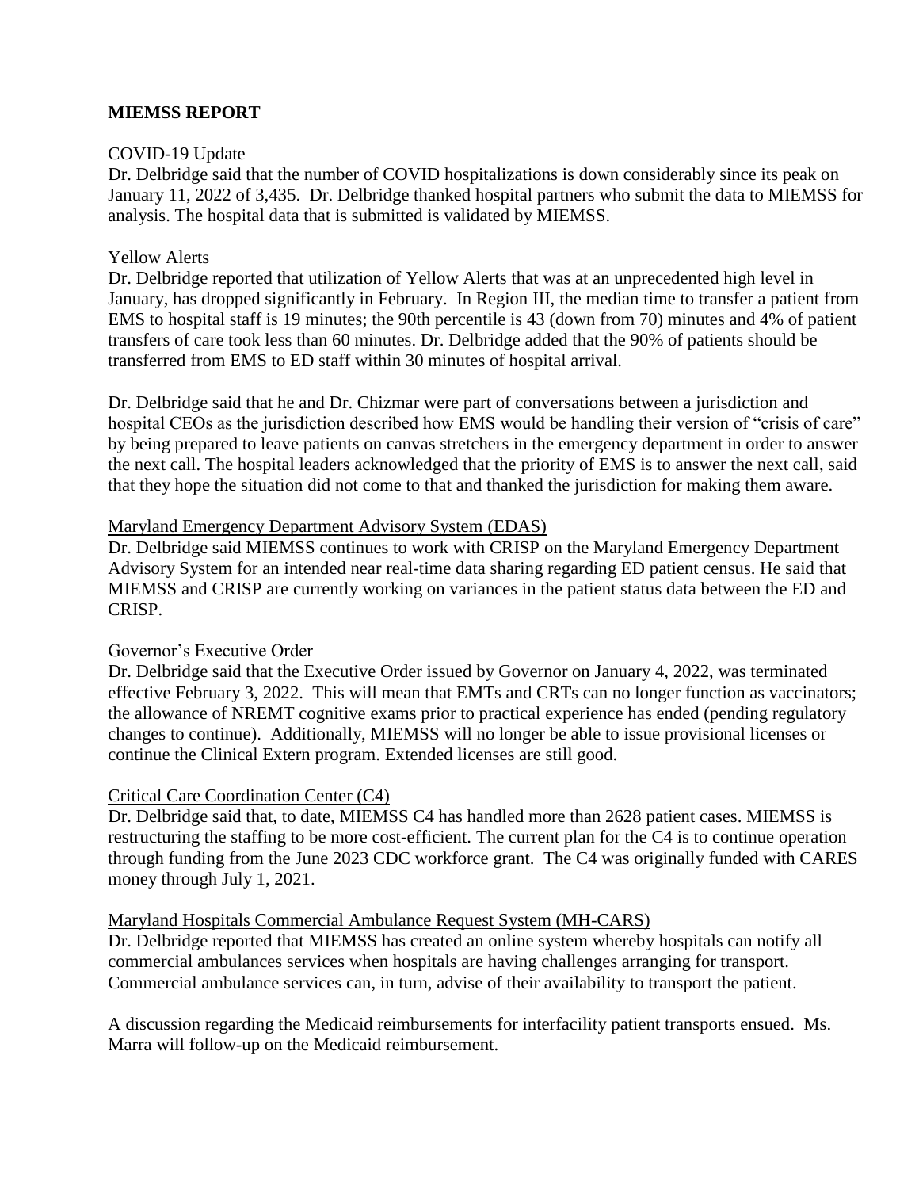**MIEMSS REPORT**

COVID-19 Update

Dr. Delbridge said that the number of COVID hospitalizations is down considerably since its peak on January 11, 2022 of 3,435. Dr. Delbridge thanked hospital partners who submit the data to MIEMSS for analysis. The hospital data that is submitted is validated by MIEMSS.

Yellow Alerts

Dr. Delbridge reported that utilization of Yellow Alerts that was at an unprecedented high level in January, has dropped significantly in February. In Region III, the median time to transfer a patient from EMS to hospital staff is 19 minutes; the 90th percentile is 43 (down from 70) minutes and 4% of patient transfers of care took less than 60 minutes. Dr. Delbridge added that the 90% of patients should be transferred from EMS to ED staff within 30 minutes of hospital arrival.

Dr. Delbridge said that he and Dr. Chizmar were part of conversations between a jurisdiction and hospital CEOs as the jurisdiction described how EMS would be handling their version of "crisis of care" by being prepared to leave patients on canvas stretchers in the emergency department in order to answer the next call. The hospital leaders acknowledged that the priority of EMS is to answer the next call, said that they hope the situation did not come to that and thanked the jurisdiction for making them aware.

Maryland Emergency Department Advisory System (EDAS)

Dr. Delbridge said MIEMSS continues to work with CRISP on the Maryland Emergency Department Advisory System for an intended near real-time data sharing regarding ED patient census. He said that MIEMSS and CRISP are currently working on variances in the patient status data between the ED and CRISP.

Governor's Executive Order

Dr. Delbridge said that the Executive Order issued by Governor on January 4, 2022, was terminated effective February 3, 2022. This will mean that EMTs and CRTs can no longer function as vaccinators; the allowance of NREMT cognitive exams prior to practical experience has ended (pending regulatory changes to continue). Additionally, MIEMSS will no longer be able to issue provisional licenses or continue the Clinical Extern program. Extended licenses are still good.

Critical Care Coordination Center (C4)

Dr. Delbridge said that, to date, MIEMSS C4 has handled more than 2628 patient cases. MIEMSS is restructuring the staffing to be more cost-efficient. The current plan for the C4 is to continue operation through funding from the June 2023 CDC workforce grant. The C4 was originally funded with CARES money through July 1, 2021.

Maryland Hospitals Commercial Ambulance Request System (MH-CARS)

Dr. Delbridge reported that MIEMSS has created an online system whereby hospitals can notify all commercial ambulances services when hospitals are having challenges arranging for transport. Commercial ambulance services can, in turn, advise of their availability to transport the patient.

A discussion regarding the Medicaid reimbursements for interfacility patient transports ensued. Ms. Marra will follow-up on the Medicaid reimbursement.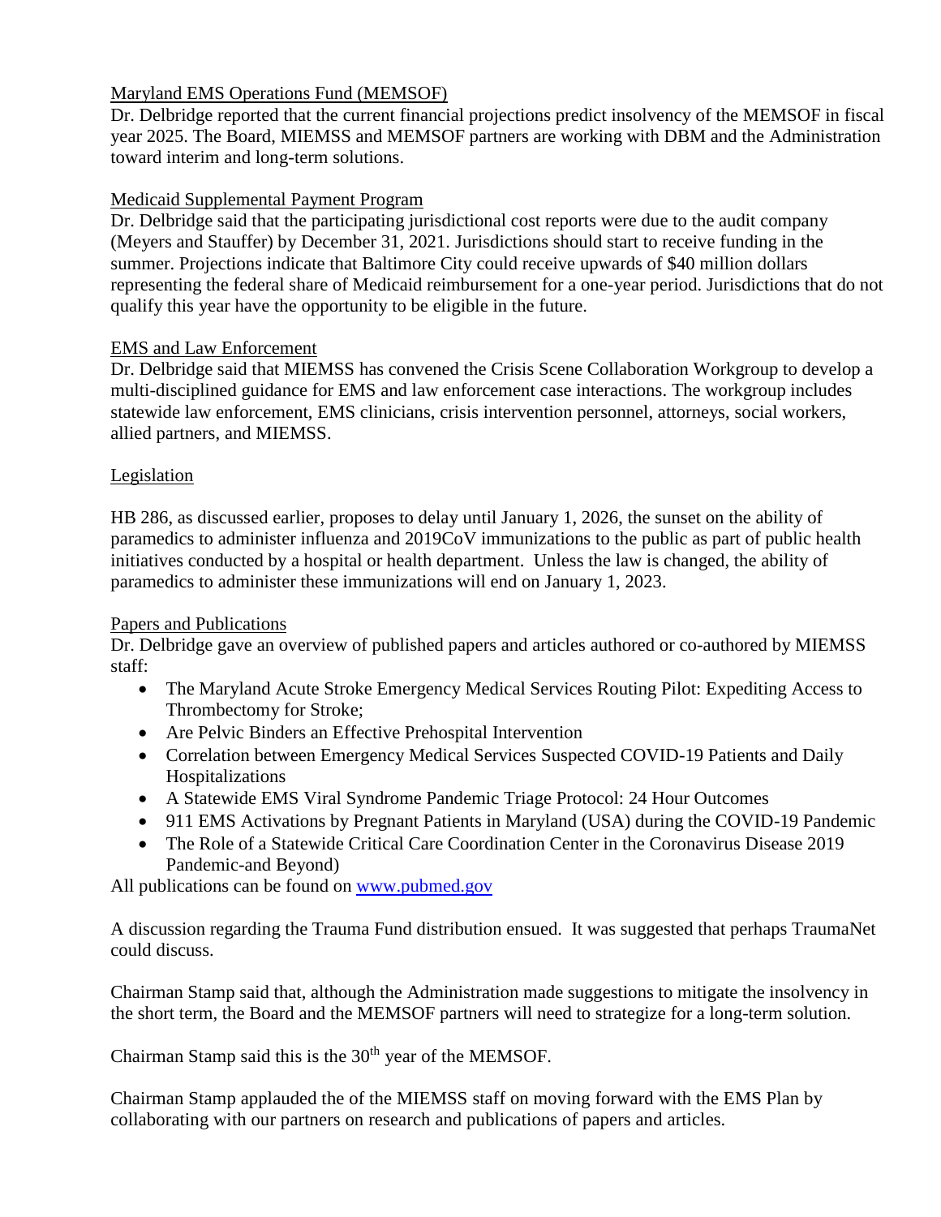Maryland EMS Operations Fund (MEMSOF)

Dr. Delbridge reported that the current financial projections predict insolvency of the MEMSOF in fiscal year 2025. The Board, MIEMSS and MEMSOF partners are working with DBM and the Administration toward interim and long-term solutions.

Medicaid Supplemental Payment Program

Dr. Delbridge said that the participating jurisdictional cost reports were due to the audit company (Meyers and Stauffer) by December 31, 2021. Jurisdictions should start to receive funding in the summer. Projections indicate that Baltimore City could receive upwards of $40 million dollars representing the federal share of Medicaid reimbursement for a one-year period. Jurisdictions that do not qualify this year have the opportunity to be eligible in the future.

EMS and Law Enforcement

Dr. Delbridge said that MIEMSS has convened the Crisis Scene Collaboration Workgroup to develop a multi-disciplined guidance for EMS and law enforcement case interactions. The workgroup includes statewide law enforcement, EMS clinicians, crisis intervention personnel, attorneys, social workers, allied partners, and MIEMSS.

Legislation

HB 286, as discussed earlier, proposes to delay until January 1, 2026, the sunset on the ability of paramedics to administer influenza and 2019CoV immunizations to the public as part of public health initiatives conducted by a hospital or health department. Unless the law is changed, the ability of paramedics to administer these immunizations will end on January 1, 2023.

Papers and Publications

Dr. Delbridge gave an overview of published papers and articles authored or co-authored by MIEMSS staff:

- The Maryland Acute Stroke Emergency Medical Services Routing Pilot: Expediting Access to Thrombectomy for Stroke;
- Are Pelvic Binders an Effective Prehospital Intervention
- Correlation between Emergency Medical Services Suspected COVID-19 Patients and Daily Hospitalizations
- A Statewide EMS Viral Syndrome Pandemic Triage Protocol: 24 Hour Outcomes
- 911 EMS Activations by Pregnant Patients in Maryland (USA) during the COVID-19 Pandemic
- The Role of a Statewide Critical Care Coordination Center in the Coronavirus Disease 2019 Pandemic-and Beyond)

All publications can be found on www.pubmed.gov

A discussion regarding the Trauma Fund distribution ensued. It was suggested that perhaps TraumaNet could discuss.

Chairman Stamp said that, although the Administration made suggestions to mitigate the insolvency in the short term, the Board and the MEMSOF partners will need to strategize for a long-term solution.

Chairman Stamp said this is the 30th year of the MEMSOF.

Chairman Stamp applauded the of the MIEMSS staff on moving forward with the EMS Plan by collaborating with our partners on research and publications of papers and articles.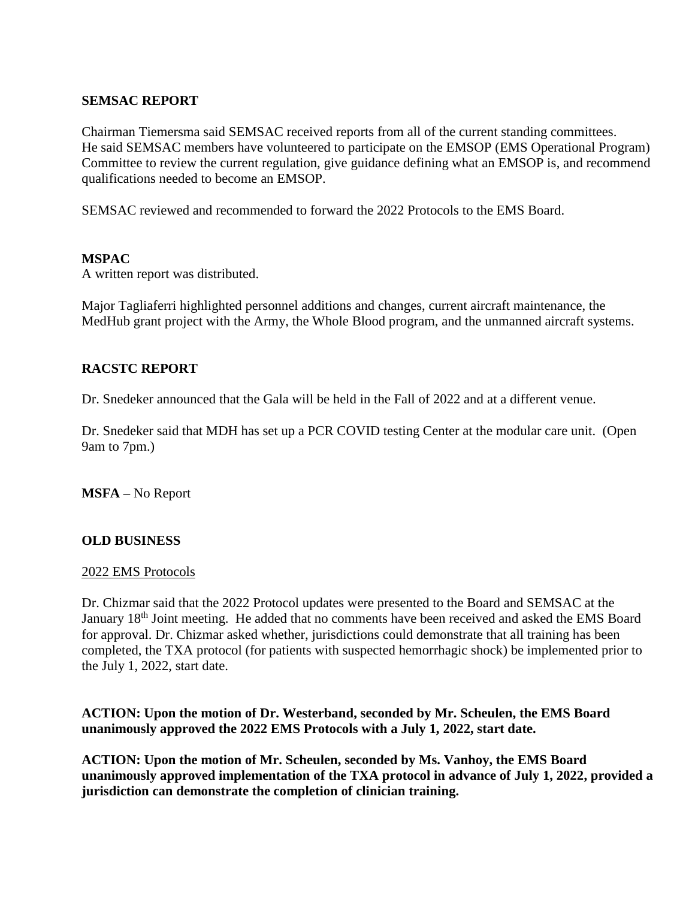### SEMSAC REPORT

Chairman Tiemersma said SEMSAC received reports from all of the current standing committees. He said SEMSAC members have volunteered to participate on the EMSOP (EMS Operational Program) Committee to review the current regulation, give guidance defining what an EMSOP is, and recommend qualifications needed to become an EMSOP.

SEMSAC reviewed and recommended to forward the 2022 Protocols to the EMS Board.

### MSPAC

A written report was distributed.

Major Tagliaferri highlighted personnel additions and changes, current aircraft maintenance, the MedHub grant project with the Army, the Whole Blood program, and the unmanned aircraft systems.

### RACSTC REPORT

Dr. Snedeker announced that the Gala will be held in the Fall of 2022 and at a different venue.

Dr. Snedeker said that MDH has set up a PCR COVID testing Center at the modular care unit. (Open 9am to 7pm.)

**MSFA –** No Report

### OLD BUSINESS

2022 EMS Protocols

Dr. Chizmar said that the 2022 Protocol updates were presented to the Board and SEMSAC at the January 18th Joint meeting. He added that no comments have been received and asked the EMS Board for approval. Dr. Chizmar asked whether, jurisdictions could demonstrate that all training has been completed, the TXA protocol (for patients with suspected hemorrhagic shock) be implemented prior to the July 1, 2022, start date.

**ACTION: Upon the motion of Dr. Westerband, seconded by Mr. Scheulen, the EMS Board unanimously approved the 2022 EMS Protocols with a July 1, 2022, start date.**

**ACTION: Upon the motion of Mr. Scheulen, seconded by Ms. Vanhoy, the EMS Board unanimously approved implementation of the TXA protocol in advance of July 1, 2022, provided a jurisdiction can demonstrate the completion of clinician training.**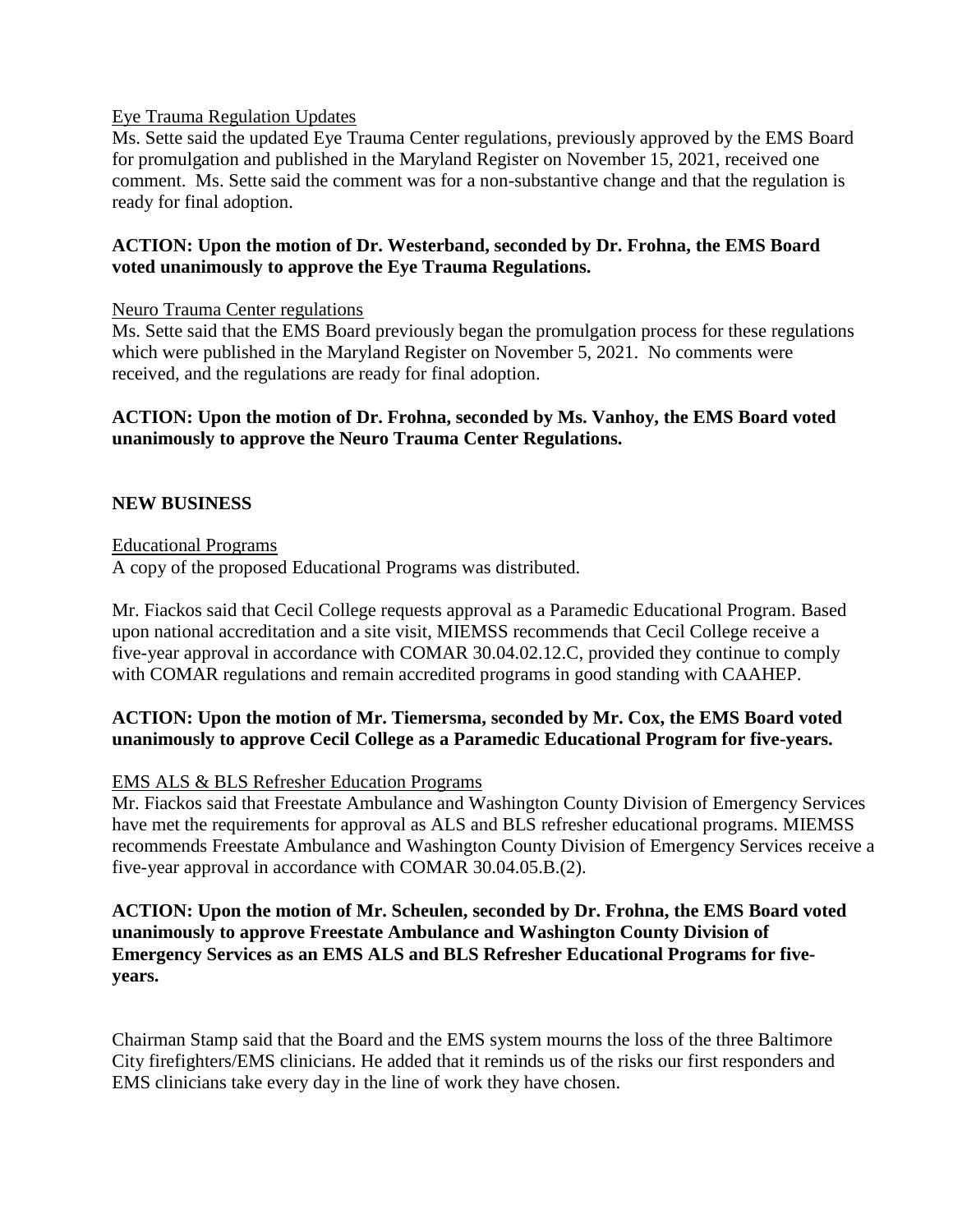Eye Trauma Regulation Updates

Ms. Sette said the updated Eye Trauma Center regulations, previously approved by the EMS Board for promulgation and published in the Maryland Register on November 15, 2021, received one comment. Ms. Sette said the comment was for a non-substantive change and that the regulation is ready for final adoption.

**ACTION: Upon the motion of Dr. Westerband, seconded by Dr. Frohna, the EMS Board voted unanimously to approve the Eye Trauma Regulations.**

Neuro Trauma Center regulations

Ms. Sette said that the EMS Board previously began the promulgation process for these regulations which were published in the Maryland Register on November 5, 2021. No comments were received, and the regulations are ready for final adoption.

**ACTION: Upon the motion of Dr. Frohna, seconded by Ms. Vanhoy, the EMS Board voted unanimously to approve the Neuro Trauma Center Regulations.**

**NEW BUSINESS**

Educational Programs

A copy of the proposed Educational Programs was distributed.

Mr. Fiackos said that Cecil College requests approval as a Paramedic Educational Program. Based upon national accreditation and a site visit, MIEMSS recommends that Cecil College receive a five-year approval in accordance with COMAR 30.04.02.12.C, provided they continue to comply with COMAR regulations and remain accredited programs in good standing with CAAHEP.

**ACTION: Upon the motion of Mr. Tiemersma, seconded by Mr. Cox, the EMS Board voted unanimously to approve Cecil College as a Paramedic Educational Program for five-years.**

EMS ALS & BLS Refresher Education Programs

Mr. Fiackos said that Freestate Ambulance and Washington County Division of Emergency Services have met the requirements for approval as ALS and BLS refresher educational programs. MIEMSS recommends Freestate Ambulance and Washington County Division of Emergency Services receive a five-year approval in accordance with COMAR 30.04.05.B.(2).

**ACTION: Upon the motion of Mr. Scheulen, seconded by Dr. Frohna, the EMS Board voted unanimously to approve Freestate Ambulance and Washington County Division of Emergency Services as an EMS ALS and BLS Refresher Educational Programs for five-years.**

Chairman Stamp said that the Board and the EMS system mourns the loss of the three Baltimore City firefighters/EMS clinicians. He added that it reminds us of the risks our first responders and EMS clinicians take every day in the line of work they have chosen.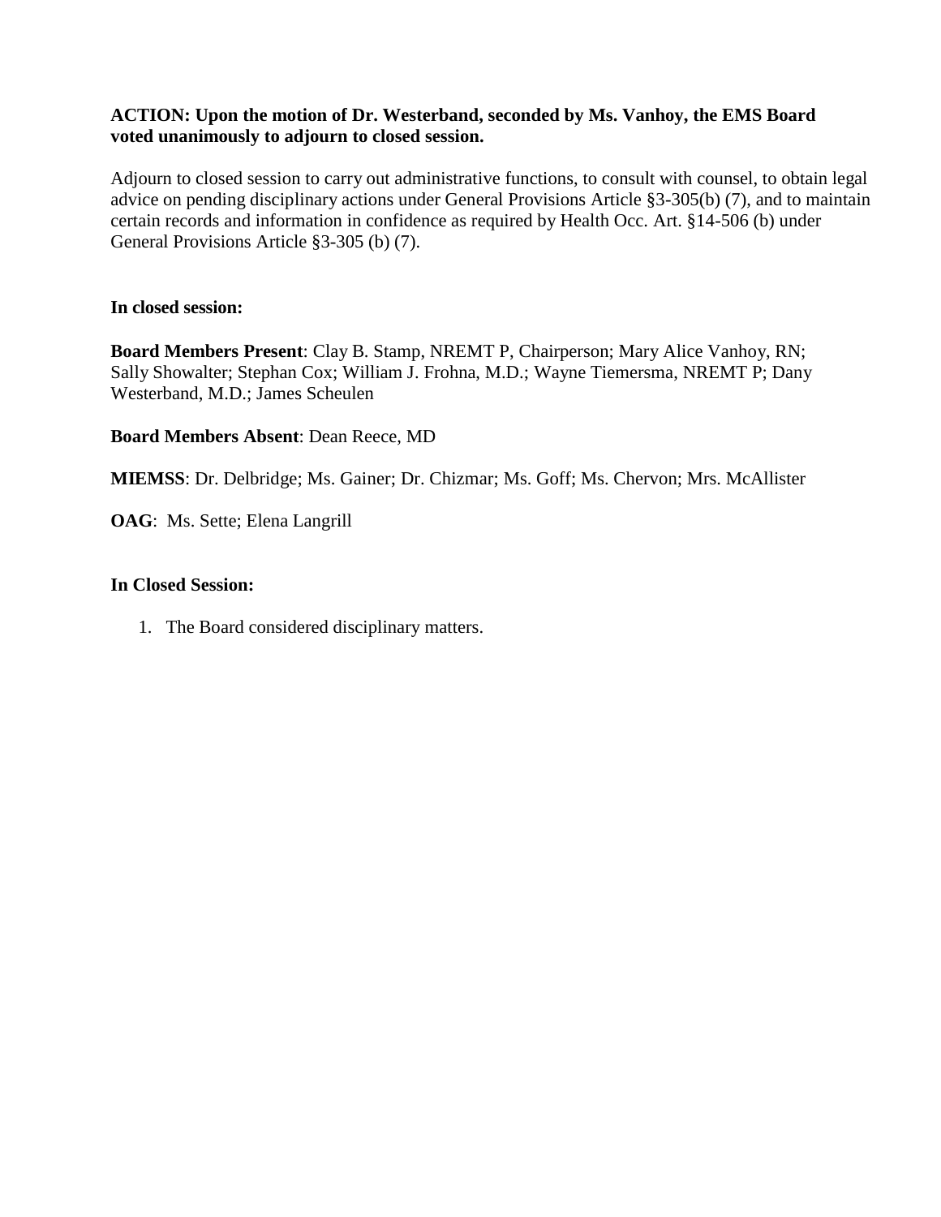**ACTION: Upon the motion of Dr. Westerband, seconded by Ms. Vanhoy, the EMS Board voted unanimously to adjourn to closed session.**

Adjourn to closed session to carry out administrative functions, to consult with counsel, to obtain legal advice on pending disciplinary actions under General Provisions Article §3-305(b) (7), and to maintain certain records and information in confidence as required by Health Occ. Art. §14-506 (b) under General Provisions Article §3-305 (b) (7).

**In closed session:**

**Board Members Present**: Clay B. Stamp, NREMT P, Chairperson; Mary Alice Vanhoy, RN; Sally Showalter; Stephan Cox; William J. Frohna, M.D.; Wayne Tiemersma, NREMT P; Dany Westerband, M.D.; James Scheulen

**Board Members Absent**: Dean Reece, MD

**MIEMSS**: Dr. Delbridge; Ms. Gainer; Dr. Chizmar; Ms. Goff; Ms. Chervon; Mrs. McAllister

**OAG**: Ms. Sette; Elena Langrill

**In Closed Session:**

1. The Board considered disciplinary matters.